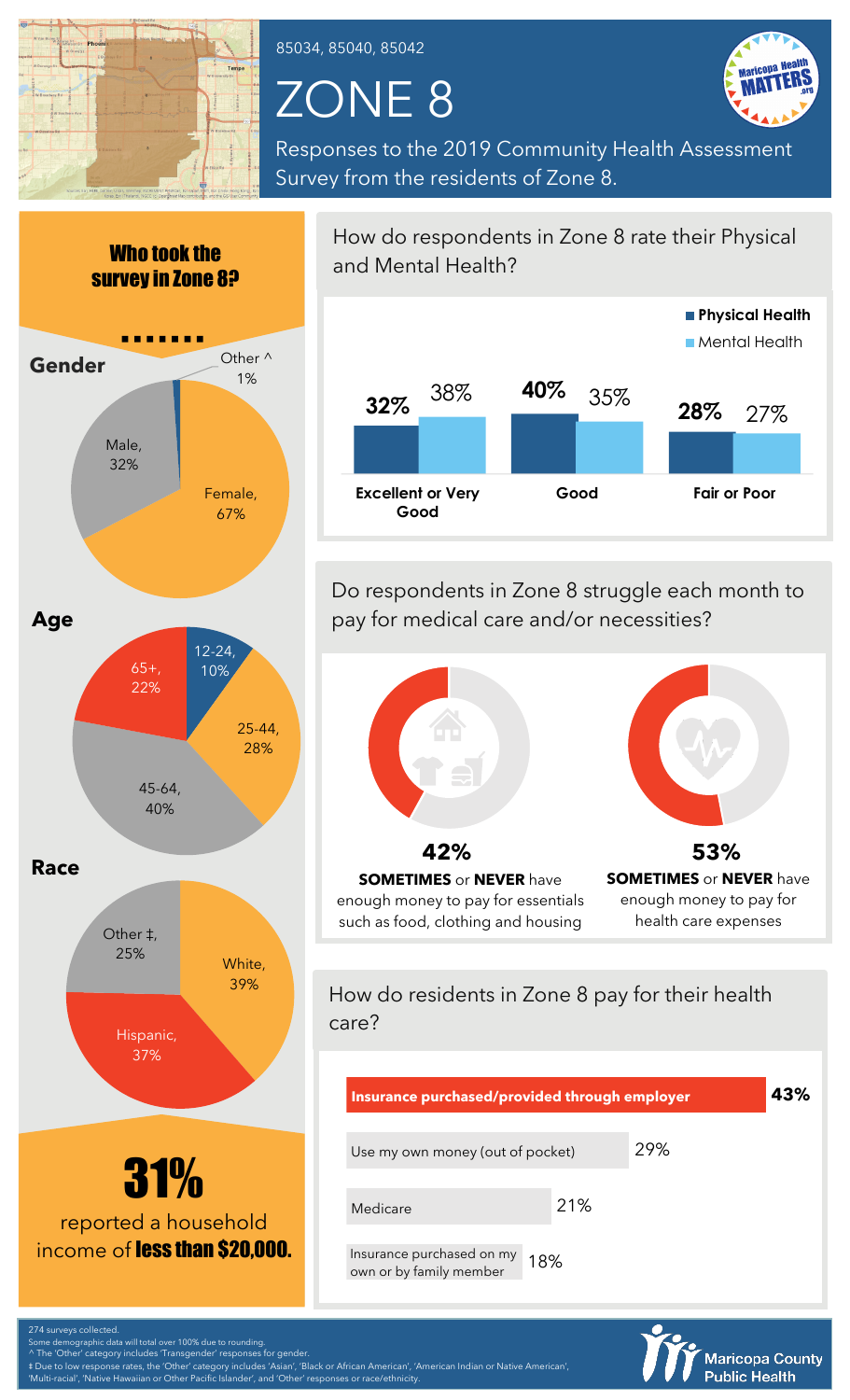85034, 85040, 85042

# ZONE 8

Responses to the 2019 Community Health Assessment Survey from the residents of Zone 8.

## Who took the survey in Zone 8?

### Gender

| Gender | Percent |
|---|---|
| Female | 67% |
| Male | 32% |
| Other ^ | 1% |

### Age

| Age | Percent |
|---|---|
| 12-24 | 10% |
| 25-44 | 28% |
| 45-64 | 40% |
| 65+ | 22% |

### Race

| Race | Percent |
|---|---|
| White | 39% |
| Hispanic | 37% |
| Other ‡ | 25% |

**31%** reported a household income of **less than $20,000.**

## How do respondents in Zone 8 rate their Physical and Mental Health?

| | Physical Health | Mental Health |
|---|---|---|
| Excellent or Very Good | 32% | 38% |
| Good | 40% | 35% |
| Fair or Poor | 28% | 27% |

## Do respondents in Zone 8 struggle each month to pay for medical care and/or necessities?

**42%** **SOMETIMES** or **NEVER** have enough money to pay for essentials such as food, clothing and housing

**53%** **SOMETIMES** or **NEVER** have enough money to pay for health care expenses

## How do residents in Zone 8 pay for their health care?

| Payment method | Percent |
|---|---|
| Insurance purchased/provided through employer | 43% |
| Use my own money (out of pocket) | 29% |
| Medicare | 21% |
| Insurance purchased on my own or by family member | 18% |

274 surveys collected.
Some demographic data will total over 100% due to rounding.
^ The 'Other' category includes 'Transgender' responses for gender.
‡ Due to low response rates, the 'Other' category includes 'Asian', 'Black or African American', 'American Indian or Native American', 'Multi-racial', 'Native Hawaiian or Other Pacific Islander', and 'Other' responses or race/ethnicity.

Maricopa County Public Health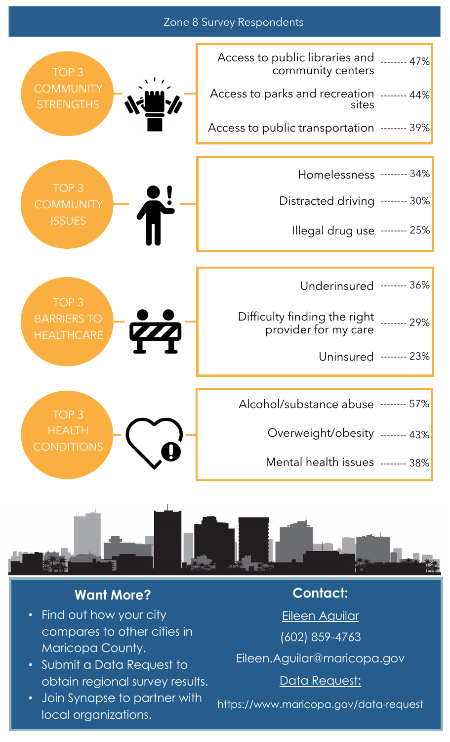## Zone 8 Survey Respondents

### TOP 3 COMMUNITY STRENGTHS

- Access to public libraries and community centers -------- 47%
- Access to parks and recreation sites -------- 44%
- Access to public transportation -------- 39%

### TOP 3 COMMUNITY ISSUES

- Homelessness -------- 34%
- Distracted driving -------- 30%
- Illegal drug use -------- 25%

### TOP 3 BARRIERS TO HEALTHCARE

- Underinsured -------- 36%
- Difficulty finding the right provider for my care -------- 29%
- Uninsured -------- 23%

### TOP 3 HEALTH CONDITIONS

- Alcohol/substance abuse -------- 57%
- Overweight/obesity -------- 43%
- Mental health issues -------- 38%

### Want More?

- Find out how your city compares to other cities in Maricopa County.
- Submit a Data Request to obtain regional survey results.
- Join Synapse to partner with local organizations.

### Contact:

Eileen Aguilar

(602) 859-4763

Eileen.Aguilar@maricopa.gov

Data Request:

https://www.maricopa.gov/data-request